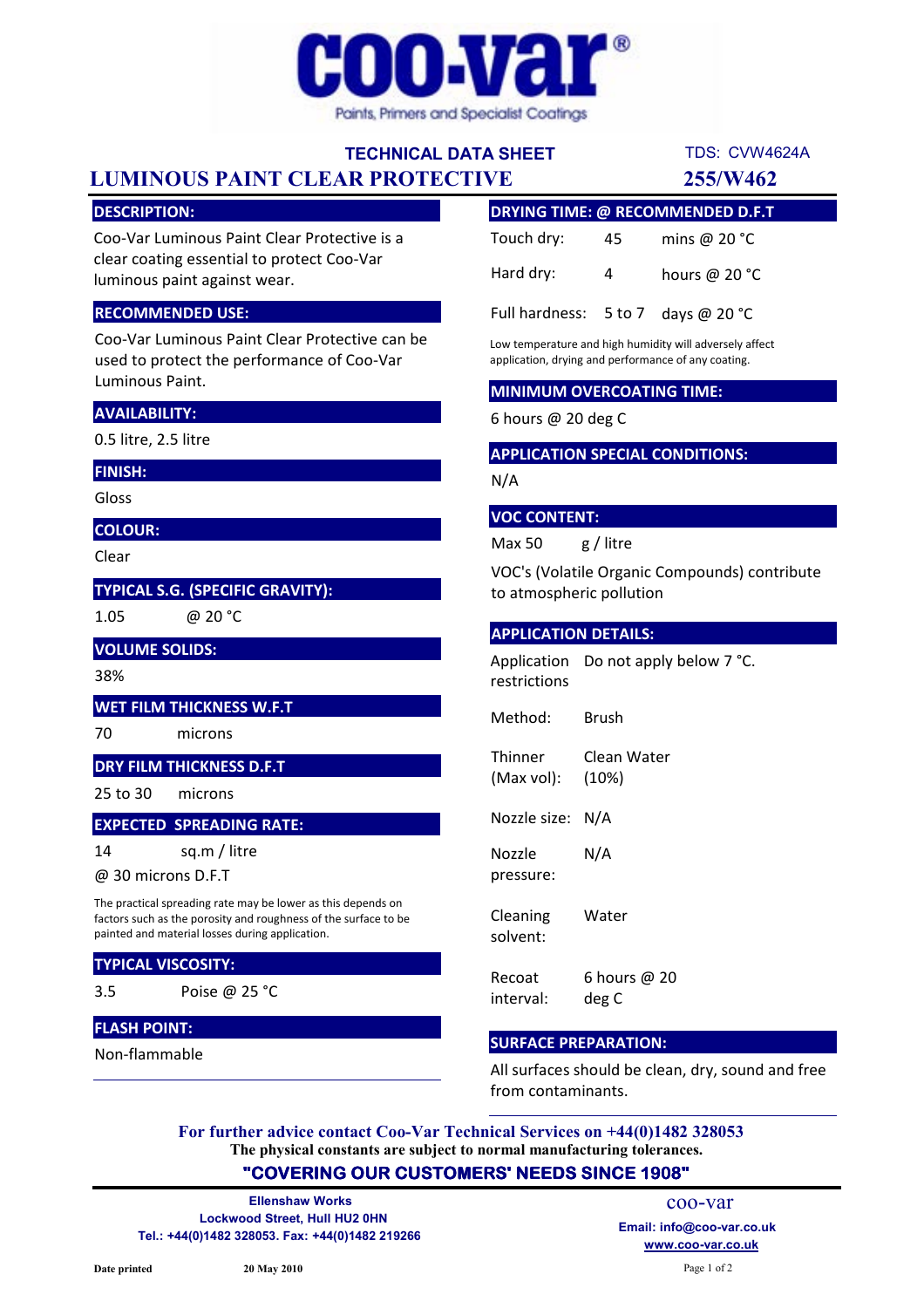**coo-var**®

Paints, Primers and Specialist Coatings

## TECHNICAL DATA SHEET

TDS: CVW4624A

# LUMINOUS PAINT CLEAR PROTECTIVE

**255/W462**

### DESCRIPTION:

Coo-Var Luminous Paint Clear Protective is a clear coating essential to protect Coo-Var luminous paint against wear.

### RECOMMENDED USE:

Coo-Var Luminous Paint Clear Protective can be used to protect the performance of Coo-Var Luminous Paint.

### AVAILABILITY:

0.5 litre, 2.5 litre

### FINISH:

Gloss

### COLOUR:

Clear

### TYPICAL S.G. (SPECIFIC GRAVITY):

1.05 @ 20 °C

### VOLUME SOLIDS:

38%

### WET FILM THICKNESS W.F.T

70 microns

### DRY FILM THICKNESS D.F.T

25 to 30 microns

### EXPECTED SPREADING RATE:

14 sq.m / litre

@ 30 microns D.F.T

The practical spreading rate may be lower as this depends on factors such as the porosity and roughness of the surface to be painted and material losses during application.

### TYPICAL VISCOSITY:

3.5 Poise @ 25 °C

### FLASH POINT:

Non-flammable

### DRYING TIME: @ RECOMMENDED D.F.T

| | | |
|---|---|---|
| Touch dry: | 45 | mins @ 20 °C |
| Hard dry: | 4 | hours @ 20 °C |
| Full hardness: | 5 to 7 | days @ 20 °C |

Low temperature and high humidity will adversely affect application, drying and performance of any coating.

### MINIMUM OVERCOATING TIME:

6 hours @ 20 deg C

### APPLICATION SPECIAL CONDITIONS:

N/A

### VOC CONTENT:

Max 50 g / litre

VOC's (Volatile Organic Compounds) contribute to atmospheric pollution

### APPLICATION DETAILS:

| | |
|---|---|
| Application restrictions | Do not apply below 7 °C. |
| Method: | Brush |
| Thinner (Max vol): | Clean Water (10%) |
| Nozzle size: | N/A |
| Nozzle pressure: | N/A |
| Cleaning solvent: | Water |
| Recoat interval: | 6 hours @ 20 deg C |

### SURFACE PREPARATION:

All surfaces should be clean, dry, sound and free from contaminants.

**For further advice contact Coo-Var Technical Services on +44(0)1482 328053**

**The physical constants are subject to normal manufacturing tolerances.**

**"COVERING OUR CUSTOMERS' NEEDS SINCE 1908"**

**Ellenshaw Works**
**Lockwood Street, Hull HU2 0HN**
**Tel.: +44(0)1482 328053. Fax: +44(0)1482 219266**

coo-var
**Email: info@coo-var.co.uk**
**www.coo-var.co.uk**

**Date printed** **20 May 2010**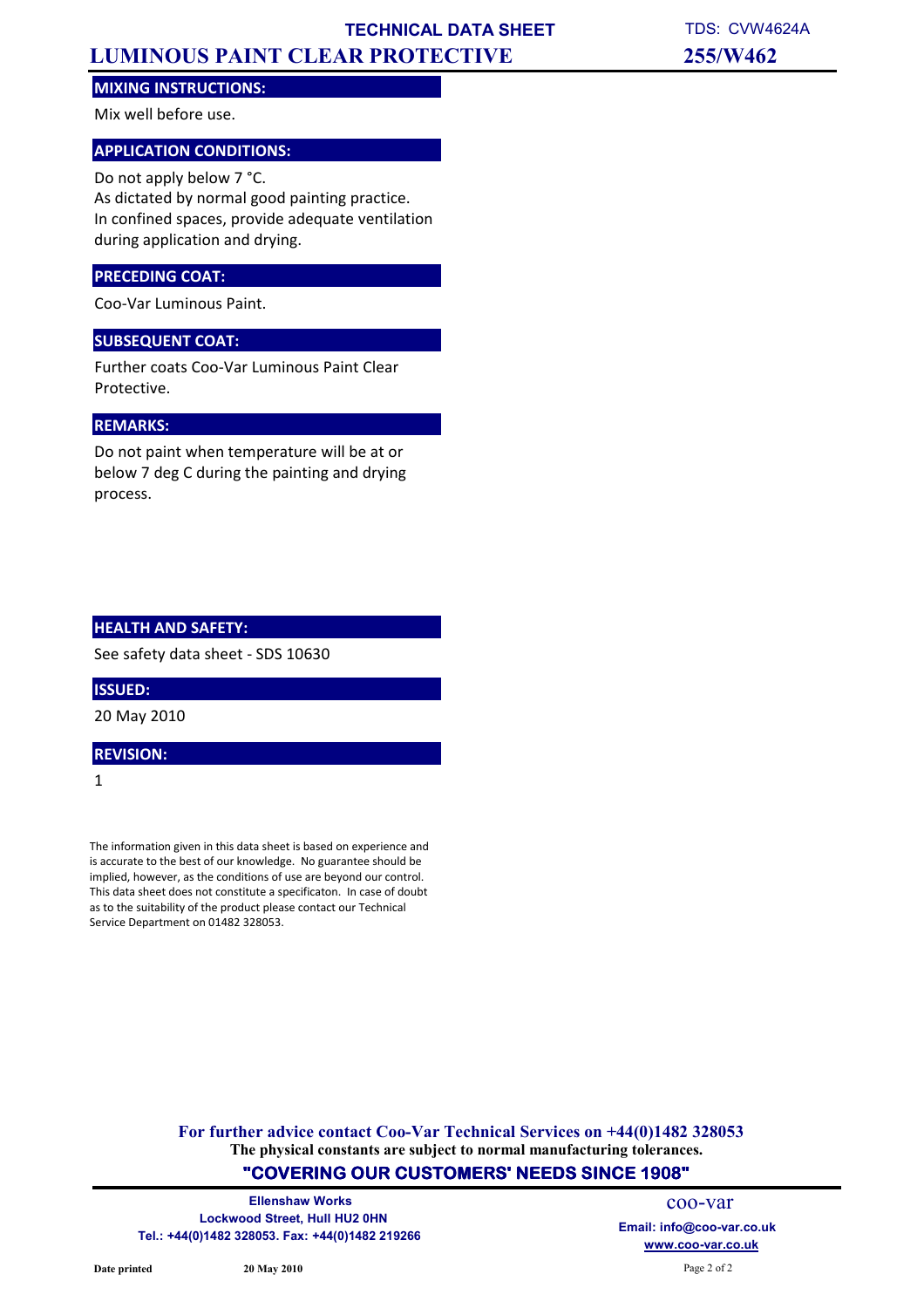**TECHNICAL DATA SHEET** TDS: CVW4624A

# LUMINOUS PAINT CLEAR PROTECTIVE 255/W462

## MIXING INSTRUCTIONS:

Mix well before use.

## APPLICATION CONDITIONS:

Do not apply below 7 °C.
As dictated by normal good painting practice.
In confined spaces, provide adequate ventilation during application and drying.

## PRECEDING COAT:

Coo-Var Luminous Paint.

## SUBSEQUENT COAT:

Further coats Coo-Var Luminous Paint Clear Protective.

## REMARKS:

Do not paint when temperature will be at or below 7 deg C during the painting and drying process.

## HEALTH AND SAFETY:

See safety data sheet - SDS 10630

## ISSUED:

20 May 2010

## REVISION:

1

The information given in this data sheet is based on experience and is accurate to the best of our knowledge. No guarantee should be implied, however, as the conditions of use are beyond our control. This data sheet does not constitute a specificaton. In case of doubt as to the suitability of the product please contact our Technical Service Department on 01482 328053.

**For further advice contact Coo-Var Technical Services on +44(0)1482 328053**
**The physical constants are subject to normal manufacturing tolerances.**

**"COVERING OUR CUSTOMERS' NEEDS SINCE 1908"**

**Ellenshaw Works**
**Lockwood Street, Hull HU2 0HN**
**Tel.: +44(0)1482 328053. Fax: +44(0)1482 219266**

coo-var
**Email: info@coo-var.co.uk**
**www.coo-var.co.uk**

**Date printed** **20 May 2010**